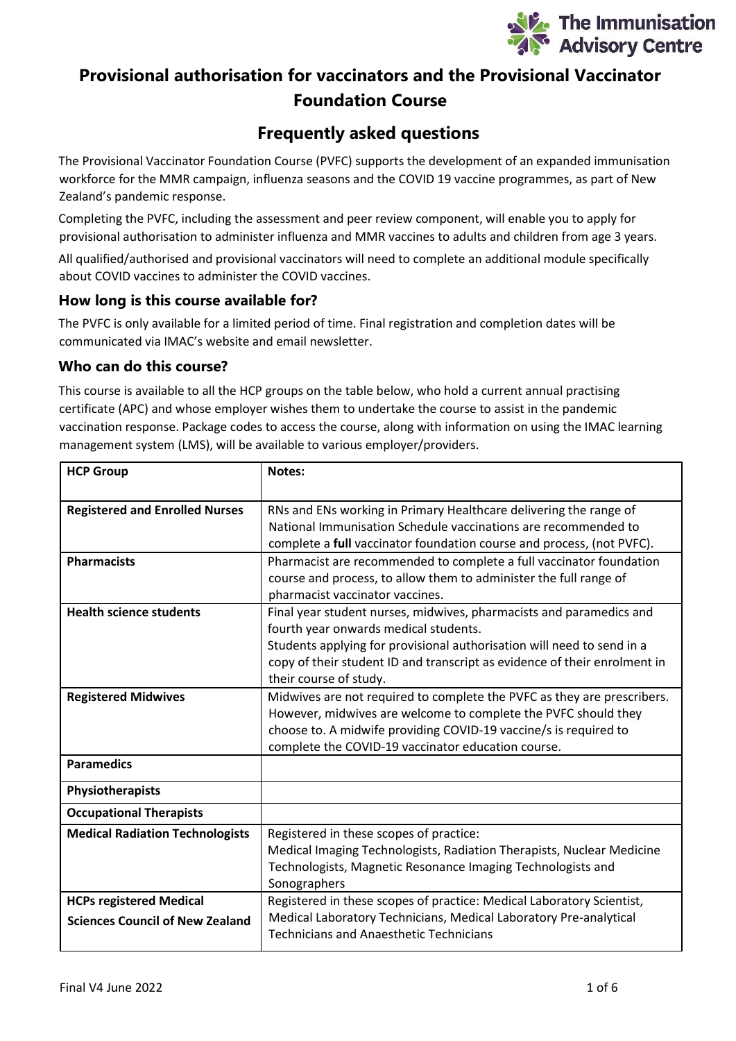# Provisional authorisation for vaccinators and the Provisional Vaccinator Foundation Course

## Frequently asked questions

The Provisional Vaccinator Foundation Course (PVFC) supports the development of an expanded immunisation workforce for the MMR campaign, influenza seasons and the COVID 19 vaccine programmes, as part of New Zealand's pandemic response.

Completing the PVFC, including the assessment and peer review component, will enable you to apply for provisional authorisation to administer influenza and MMR vaccines to adults and children from age 3 years.

All qualified/authorised and provisional vaccinators will need to complete an additional module specifically about COVID vaccines to administer the COVID vaccines.

### How long is this course available for?

The PVFC is only available for a limited period of time. Final registration and completion dates will be communicated via IMAC's website and email newsletter.

### Who can do this course?

This course is available to all the HCP groups on the table below, who hold a current annual practising certificate (APC) and whose employer wishes them to undertake the course to assist in the pandemic vaccination response. Package codes to access the course, along with information on using the IMAC learning management system (LMS), will be available to various employer/providers.

| HCP Group | Notes: |
| --- | --- |
| **Registered and Enrolled Nurses** | RNs and ENs working in Primary Healthcare delivering the range of National Immunisation Schedule vaccinations are recommended to complete a **full** vaccinator foundation course and process, (not PVFC). |
| **Pharmacists** | Pharmacist are recommended to complete a full vaccinator foundation course and process, to allow them to administer the full range of pharmacist vaccinator vaccines. |
| **Health science students** | Final year student nurses, midwives, pharmacists and paramedics and fourth year onwards medical students.<br>Students applying for provisional authorisation will need to send in a copy of their student ID and transcript as evidence of their enrolment in their course of study. |
| **Registered Midwives** | Midwives are not required to complete the PVFC as they are prescribers. However, midwives are welcome to complete the PVFC should they choose to. A midwife providing COVID-19 vaccine/s is required to complete the COVID-19 vaccinator education course. |
| **Paramedics** | |
| **Physiotherapists** | |
| **Occupational Therapists** | |
| **Medical Radiation Technologists** | Registered in these scopes of practice:<br>Medical Imaging Technologists, Radiation Therapists, Nuclear Medicine Technologists, Magnetic Resonance Imaging Technologists and Sonographers |
| **HCPs registered Medical Sciences Council of New Zealand** | Registered in these scopes of practice: Medical Laboratory Scientist, Medical Laboratory Technicians, Medical Laboratory Pre-analytical Technicians and Anaesthetic Technicians |

Final V4 June 2022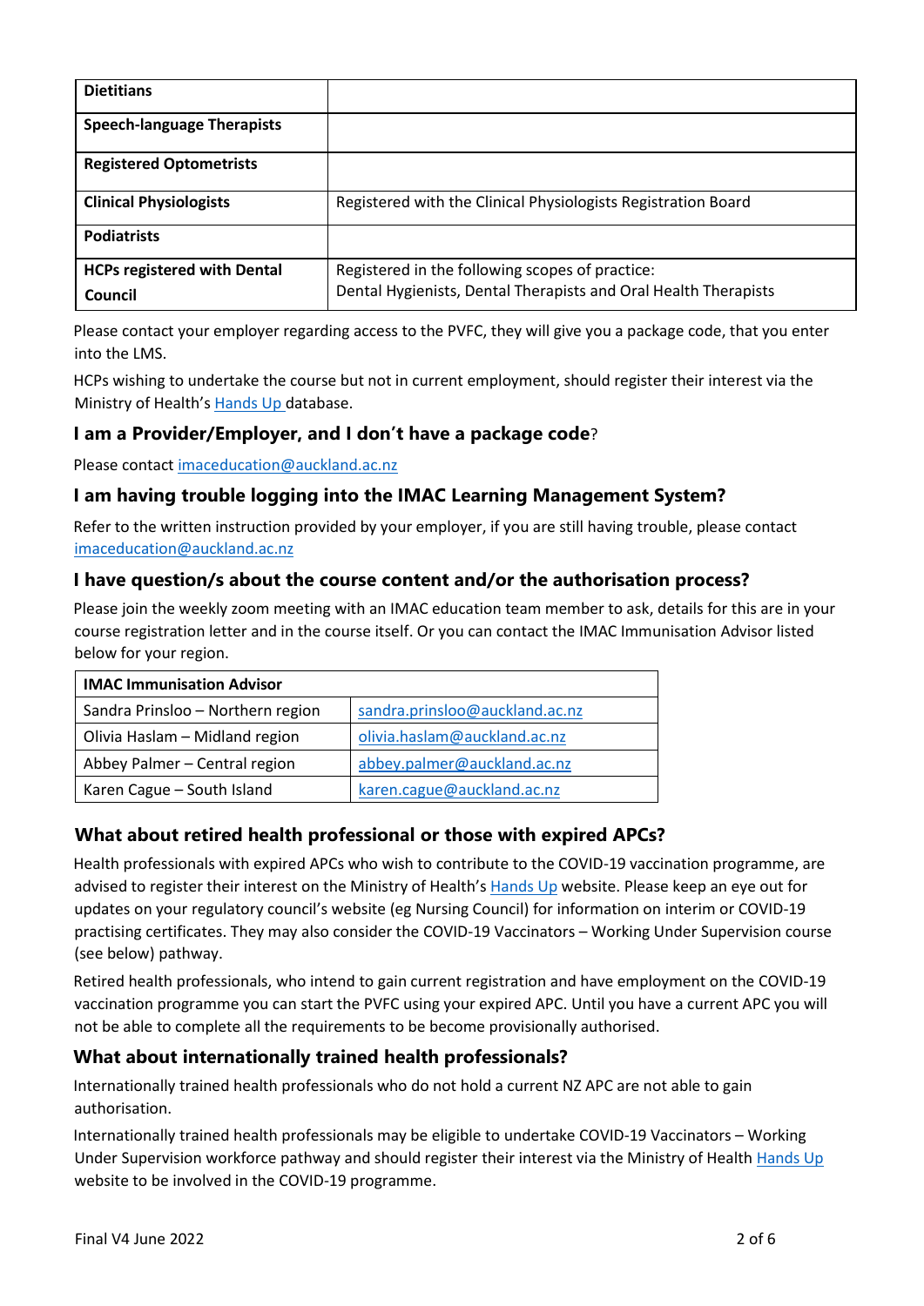| Dietitians | |
|---|---|
| **Speech-language Therapists** | |
| **Registered Optometrists** | |
| **Clinical Physiologists** | Registered with the Clinical Physiologists Registration Board |
| **Podiatrists** | |
| **HCPs registered with Dental Council** | Registered in the following scopes of practice: Dental Hygienists, Dental Therapists and Oral Health Therapists |

Please contact your employer regarding access to the PVFC, they will give you a package code, that you enter into the LMS.

HCPs wishing to undertake the course but not in current employment, should register their interest via the Ministry of Health's Hands Up database.

### I am a Provider/Employer, and I don't have a package code?

Please contact imaceducation@auckland.ac.nz

### I am having trouble logging into the IMAC Learning Management System?

Refer to the written instruction provided by your employer, if you are still having trouble, please contact imaceducation@auckland.ac.nz

### I have question/s about the course content and/or the authorisation process?

Please join the weekly zoom meeting with an IMAC education team member to ask, details for this are in your course registration letter and in the course itself. Or you can contact the IMAC Immunisation Advisor listed below for your region.

| IMAC Immunisation Advisor | |
|---|---|
| Sandra Prinsloo – Northern region | sandra.prinsloo@auckland.ac.nz |
| Olivia Haslam – Midland region | olivia.haslam@auckland.ac.nz |
| Abbey Palmer – Central region | abbey.palmer@auckland.ac.nz |
| Karen Cague – South Island | karen.cague@auckland.ac.nz |

### What about retired health professional or those with expired APCs?

Health professionals with expired APCs who wish to contribute to the COVID-19 vaccination programme, are advised to register their interest on the Ministry of Health's Hands Up website. Please keep an eye out for updates on your regulatory council's website (eg Nursing Council) for information on interim or COVID-19 practising certificates. They may also consider the COVID-19 Vaccinators – Working Under Supervision course (see below) pathway.

Retired health professionals, who intend to gain current registration and have employment on the COVID-19 vaccination programme you can start the PVFC using your expired APC. Until you have a current APC you will not be able to complete all the requirements to be become provisionally authorised.

### What about internationally trained health professionals?

Internationally trained health professionals who do not hold a current NZ APC are not able to gain authorisation.

Internationally trained health professionals may be eligible to undertake COVID-19 Vaccinators – Working Under Supervision workforce pathway and should register their interest via the Ministry of Health Hands Up website to be involved in the COVID-19 programme.

Final V4 June 2022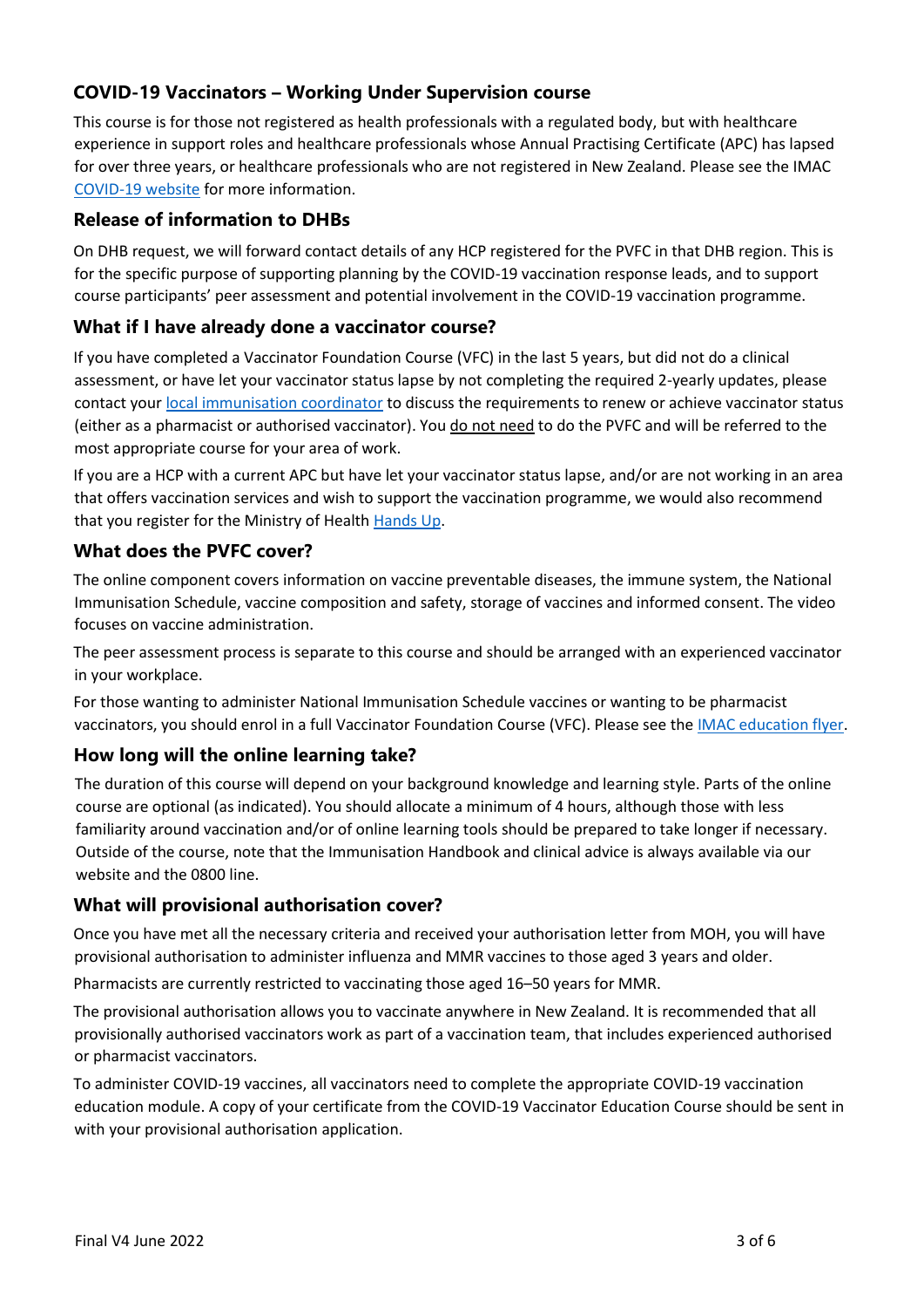## COVID-19 Vaccinators – Working Under Supervision course

This course is for those not registered as health professionals with a regulated body, but with healthcare experience in support roles and healthcare professionals whose Annual Practising Certificate (APC) has lapsed for over three years, or healthcare professionals who are not registered in New Zealand. Please see the IMAC [COVID-19 website](#) for more information.

## Release of information to DHBs

On DHB request, we will forward contact details of any HCP registered for the PVFC in that DHB region. This is for the specific purpose of supporting planning by the COVID-19 vaccination response leads, and to support course participants' peer assessment and potential involvement in the COVID-19 vaccination programme.

## What if I have already done a vaccinator course?

If you have completed a Vaccinator Foundation Course (VFC) in the last 5 years, but did not do a clinical assessment, or have let your vaccinator status lapse by not completing the required 2-yearly updates, please contact your [local immunisation coordinator](#) to discuss the requirements to renew or achieve vaccinator status (either as a pharmacist or authorised vaccinator). You do not need to do the PVFC and will be referred to the most appropriate course for your area of work.

If you are a HCP with a current APC but have let your vaccinator status lapse, and/or are not working in an area that offers vaccination services and wish to support the vaccination programme, we would also recommend that you register for the Ministry of Health [Hands Up](#).

## What does the PVFC cover?

The online component covers information on vaccine preventable diseases, the immune system, the National Immunisation Schedule, vaccine composition and safety, storage of vaccines and informed consent. The video focuses on vaccine administration.

The peer assessment process is separate to this course and should be arranged with an experienced vaccinator in your workplace.

For those wanting to administer National Immunisation Schedule vaccines or wanting to be pharmacist vaccinators, you should enrol in a full Vaccinator Foundation Course (VFC). Please see the [IMAC education flyer](#).

## How long will the online learning take?

The duration of this course will depend on your background knowledge and learning style. Parts of the online course are optional (as indicated). You should allocate a minimum of 4 hours, although those with less familiarity around vaccination and/or of online learning tools should be prepared to take longer if necessary. Outside of the course, note that the Immunisation Handbook and clinical advice is always available via our website and the 0800 line.

## What will provisional authorisation cover?

Once you have met all the necessary criteria and received your authorisation letter from MOH, you will have provisional authorisation to administer influenza and MMR vaccines to those aged 3 years and older.

Pharmacists are currently restricted to vaccinating those aged 16–50 years for MMR.

The provisional authorisation allows you to vaccinate anywhere in New Zealand. It is recommended that all provisionally authorised vaccinators work as part of a vaccination team, that includes experienced authorised or pharmacist vaccinators.

To administer COVID-19 vaccines, all vaccinators need to complete the appropriate COVID-19 vaccination education module. A copy of your certificate from the COVID-19 Vaccinator Education Course should be sent in with your provisional authorisation application.

Final V4 June 2022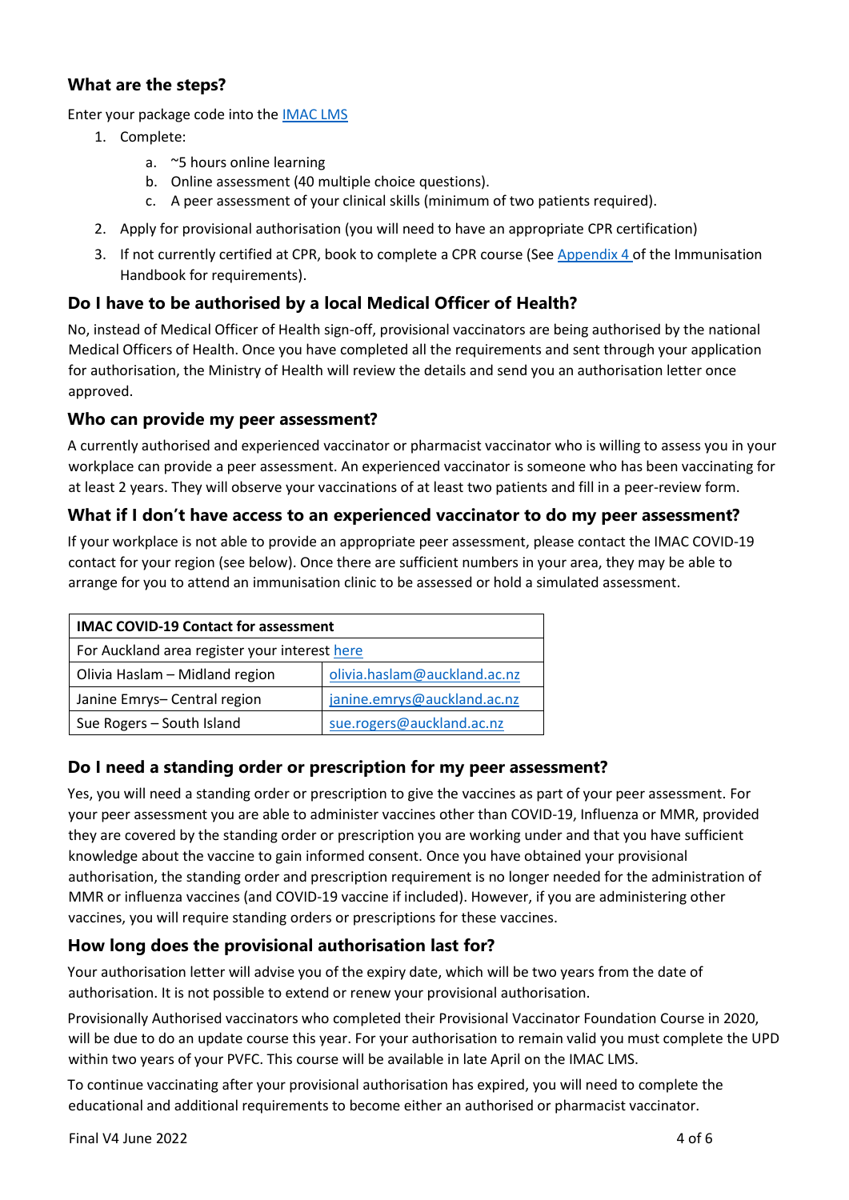### What are the steps?

Enter your package code into the [IMAC LMS]

1. Complete:
    a. ~5 hours online learning
    b. Online assessment (40 multiple choice questions).
    c. A peer assessment of your clinical skills (minimum of two patients required).
2. Apply for provisional authorisation (you will need to have an appropriate CPR certification)
3. If not currently certified at CPR, book to complete a CPR course (See Appendix 4 of the Immunisation Handbook for requirements).

### Do I have to be authorised by a local Medical Officer of Health?

No, instead of Medical Officer of Health sign-off, provisional vaccinators are being authorised by the national Medical Officers of Health. Once you have completed all the requirements and sent through your application for authorisation, the Ministry of Health will review the details and send you an authorisation letter once approved.

### Who can provide my peer assessment?

A currently authorised and experienced vaccinator or pharmacist vaccinator who is willing to assess you in your workplace can provide a peer assessment. An experienced vaccinator is someone who has been vaccinating for at least 2 years. They will observe your vaccinations of at least two patients and fill in a peer-review form.

### What if I don't have access to an experienced vaccinator to do my peer assessment?

If your workplace is not able to provide an appropriate peer assessment, please contact the IMAC COVID-19 contact for your region (see below). Once there are sufficient numbers in your area, they may be able to arrange for you to attend an immunisation clinic to be assessed or hold a simulated assessment.

| IMAC COVID-19 Contact for assessment | |
|---|---|
| For Auckland area register your interest here | |
| Olivia Haslam – Midland region | olivia.haslam@auckland.ac.nz |
| Janine Emrys– Central region | janine.emrys@auckland.ac.nz |
| Sue Rogers – South Island | sue.rogers@auckland.ac.nz |

### Do I need a standing order or prescription for my peer assessment?

Yes, you will need a standing order or prescription to give the vaccines as part of your peer assessment. For your peer assessment you are able to administer vaccines other than COVID-19, Influenza or MMR, provided they are covered by the standing order or prescription you are working under and that you have sufficient knowledge about the vaccine to gain informed consent. Once you have obtained your provisional authorisation, the standing order and prescription requirement is no longer needed for the administration of MMR or influenza vaccines (and COVID-19 vaccine if included). However, if you are administering other vaccines, you will require standing orders or prescriptions for these vaccines.

### How long does the provisional authorisation last for?

Your authorisation letter will advise you of the expiry date, which will be two years from the date of authorisation. It is not possible to extend or renew your provisional authorisation.

Provisionally Authorised vaccinators who completed their Provisional Vaccinator Foundation Course in 2020, will be due to do an update course this year. For your authorisation to remain valid you must complete the UPD within two years of your PVFC. This course will be available in late April on the IMAC LMS.

To continue vaccinating after your provisional authorisation has expired, you will need to complete the educational and additional requirements to become either an authorised or pharmacist vaccinator.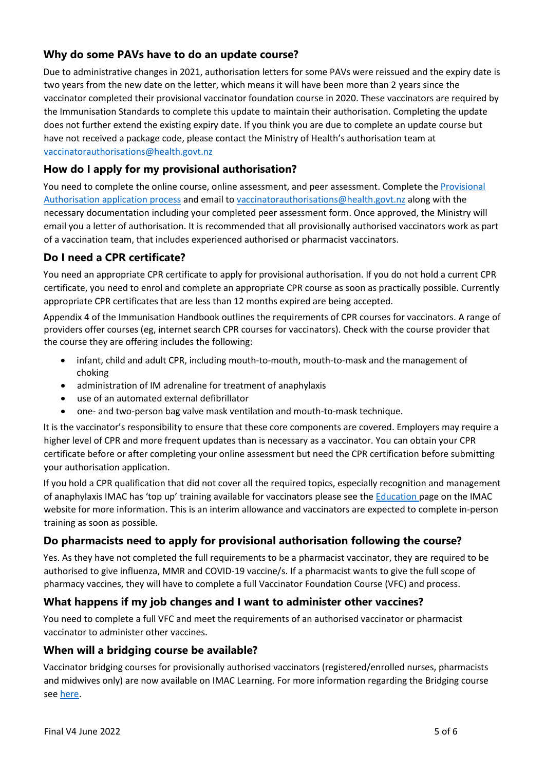## Why do some PAVs have to do an update course?

Due to administrative changes in 2021, authorisation letters for some PAVs were reissued and the expiry date is two years from the new date on the letter, which means it will have been more than 2 years since the vaccinator completed their provisional vaccinator foundation course in 2020. These vaccinators are required by the Immunisation Standards to complete this update to maintain their authorisation. Completing the update does not further extend the existing expiry date. If you think you are due to complete an update course but have not received a package code, please contact the Ministry of Health's authorisation team at vaccinatorauthorisations@health.govt.nz

## How do I apply for my provisional authorisation?

You need to complete the online course, online assessment, and peer assessment. Complete the Provisional Authorisation application process and email to vaccinatorauthorisations@health.govt.nz along with the necessary documentation including your completed peer assessment form. Once approved, the Ministry will email you a letter of authorisation. It is recommended that all provisionally authorised vaccinators work as part of a vaccination team, that includes experienced authorised or pharmacist vaccinators.

## Do I need a CPR certificate?

You need an appropriate CPR certificate to apply for provisional authorisation. If you do not hold a current CPR certificate, you need to enrol and complete an appropriate CPR course as soon as practically possible. Currently appropriate CPR certificates that are less than 12 months expired are being accepted.

Appendix 4 of the Immunisation Handbook outlines the requirements of CPR courses for vaccinators. A range of providers offer courses (eg, internet search CPR courses for vaccinators). Check with the course provider that the course they are offering includes the following:

- infant, child and adult CPR, including mouth-to-mouth, mouth-to-mask and the management of choking
- administration of IM adrenaline for treatment of anaphylaxis
- use of an automated external defibrillator
- one- and two-person bag valve mask ventilation and mouth-to-mask technique.

It is the vaccinator's responsibility to ensure that these core components are covered. Employers may require a higher level of CPR and more frequent updates than is necessary as a vaccinator. You can obtain your CPR certificate before or after completing your online assessment but need the CPR certification before submitting your authorisation application.

If you hold a CPR qualification that did not cover all the required topics, especially recognition and management of anaphylaxis IMAC has 'top up' training available for vaccinators please see the Education page on the IMAC website for more information. This is an interim allowance and vaccinators are expected to complete in-person training as soon as possible.

## Do pharmacists need to apply for provisional authorisation following the course?

Yes. As they have not completed the full requirements to be a pharmacist vaccinator, they are required to be authorised to give influenza, MMR and COVID-19 vaccine/s. If a pharmacist wants to give the full scope of pharmacy vaccines, they will have to complete a full Vaccinator Foundation Course (VFC) and process.

## What happens if my job changes and I want to administer other vaccines?

You need to complete a full VFC and meet the requirements of an authorised vaccinator or pharmacist vaccinator to administer other vaccines.

## When will a bridging course be available?

Vaccinator bridging courses for provisionally authorised vaccinators (registered/enrolled nurses, pharmacists and midwives only) are now available on IMAC Learning. For more information regarding the Bridging course see here.

Final V4 June 2022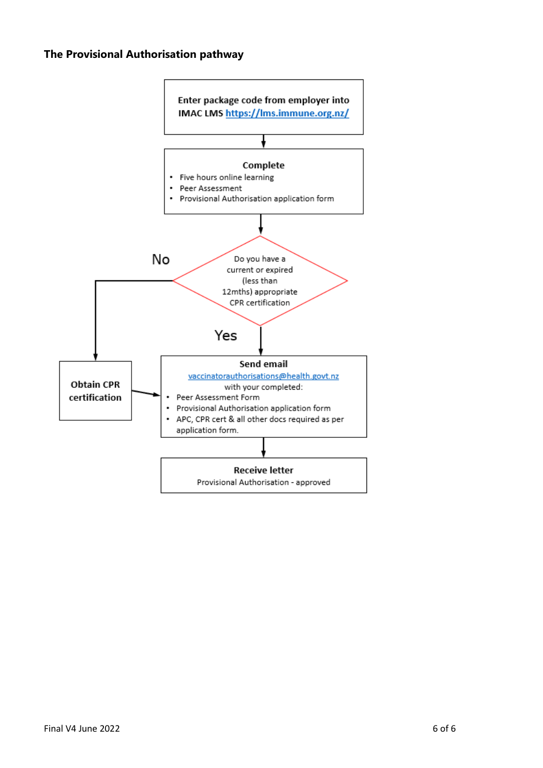### The Provisional Authorisation pathway

**Enter package code from employer into IMAC LMS https://lms.immune.org.nz/**

**Complete**

- Five hours online learning
- Peer Assessment
- Provisional Authorisation application form

Do you have a current or expired (less than 12mths) appropriate CPR certification

No

**Obtain CPR certification**

Yes

**Send email**

vaccinatorauthorisations@health.govt.nz

with your completed:

- Peer Assessment Form
- Provisional Authorisation application form
- APC, CPR cert & all other docs required as per application form.

**Receive letter**

Provisional Authorisation - approved

Final V4 June 2022